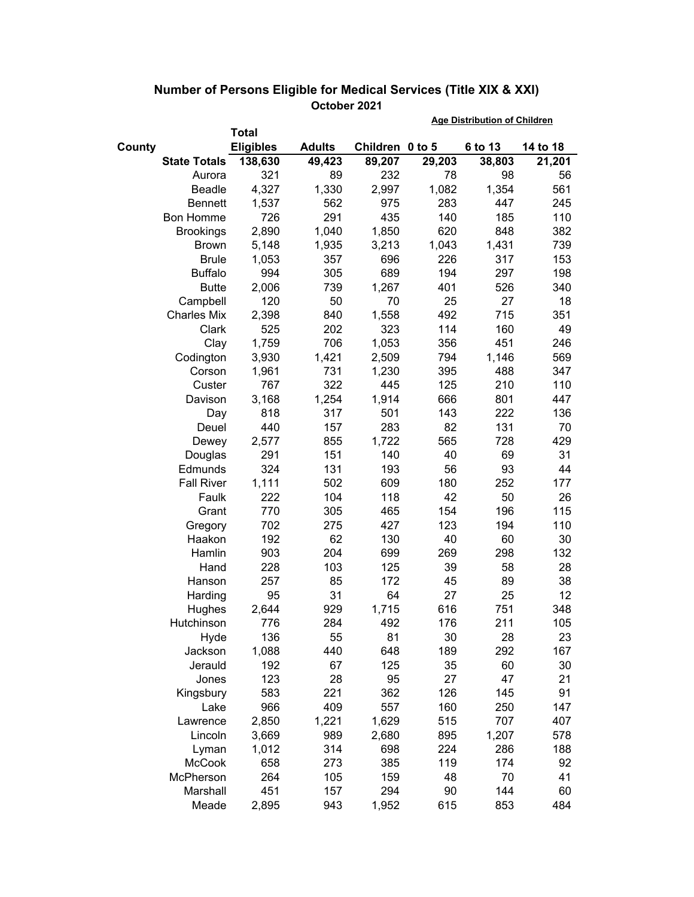# Number of Persons Eligible for Medical Services (Title XIX & XXI)

## October 2021

| County | Total Eligibles | Adults | Children | Age Distribution of Children 0 to 5 | 6 to 13 | 14 to 18 |
|---|---|---|---|---|---|---|
| **State Totals** | **138,630** | **49,423** | **89,207** | **29,203** | **38,803** | **21,201** |
| Aurora | 321 | 89 | 232 | 78 | 98 | 56 |
| Beadle | 4,327 | 1,330 | 2,997 | 1,082 | 1,354 | 561 |
| Bennett | 1,537 | 562 | 975 | 283 | 447 | 245 |
| Bon Homme | 726 | 291 | 435 | 140 | 185 | 110 |
| Brookings | 2,890 | 1,040 | 1,850 | 620 | 848 | 382 |
| Brown | 5,148 | 1,935 | 3,213 | 1,043 | 1,431 | 739 |
| Brule | 1,053 | 357 | 696 | 226 | 317 | 153 |
| Buffalo | 994 | 305 | 689 | 194 | 297 | 198 |
| Butte | 2,006 | 739 | 1,267 | 401 | 526 | 340 |
| Campbell | 120 | 50 | 70 | 25 | 27 | 18 |
| Charles Mix | 2,398 | 840 | 1,558 | 492 | 715 | 351 |
| Clark | 525 | 202 | 323 | 114 | 160 | 49 |
| Clay | 1,759 | 706 | 1,053 | 356 | 451 | 246 |
| Codington | 3,930 | 1,421 | 2,509 | 794 | 1,146 | 569 |
| Corson | 1,961 | 731 | 1,230 | 395 | 488 | 347 |
| Custer | 767 | 322 | 445 | 125 | 210 | 110 |
| Davison | 3,168 | 1,254 | 1,914 | 666 | 801 | 447 |
| Day | 818 | 317 | 501 | 143 | 222 | 136 |
| Deuel | 440 | 157 | 283 | 82 | 131 | 70 |
| Dewey | 2,577 | 855 | 1,722 | 565 | 728 | 429 |
| Douglas | 291 | 151 | 140 | 40 | 69 | 31 |
| Edmunds | 324 | 131 | 193 | 56 | 93 | 44 |
| Fall River | 1,111 | 502 | 609 | 180 | 252 | 177 |
| Faulk | 222 | 104 | 118 | 42 | 50 | 26 |
| Grant | 770 | 305 | 465 | 154 | 196 | 115 |
| Gregory | 702 | 275 | 427 | 123 | 194 | 110 |
| Haakon | 192 | 62 | 130 | 40 | 60 | 30 |
| Hamlin | 903 | 204 | 699 | 269 | 298 | 132 |
| Hand | 228 | 103 | 125 | 39 | 58 | 28 |
| Hanson | 257 | 85 | 172 | 45 | 89 | 38 |
| Harding | 95 | 31 | 64 | 27 | 25 | 12 |
| Hughes | 2,644 | 929 | 1,715 | 616 | 751 | 348 |
| Hutchinson | 776 | 284 | 492 | 176 | 211 | 105 |
| Hyde | 136 | 55 | 81 | 30 | 28 | 23 |
| Jackson | 1,088 | 440 | 648 | 189 | 292 | 167 |
| Jerauld | 192 | 67 | 125 | 35 | 60 | 30 |
| Jones | 123 | 28 | 95 | 27 | 47 | 21 |
| Kingsbury | 583 | 221 | 362 | 126 | 145 | 91 |
| Lake | 966 | 409 | 557 | 160 | 250 | 147 |
| Lawrence | 2,850 | 1,221 | 1,629 | 515 | 707 | 407 |
| Lincoln | 3,669 | 989 | 2,680 | 895 | 1,207 | 578 |
| Lyman | 1,012 | 314 | 698 | 224 | 286 | 188 |
| McCook | 658 | 273 | 385 | 119 | 174 | 92 |
| McPherson | 264 | 105 | 159 | 48 | 70 | 41 |
| Marshall | 451 | 157 | 294 | 90 | 144 | 60 |
| Meade | 2,895 | 943 | 1,952 | 615 | 853 | 484 |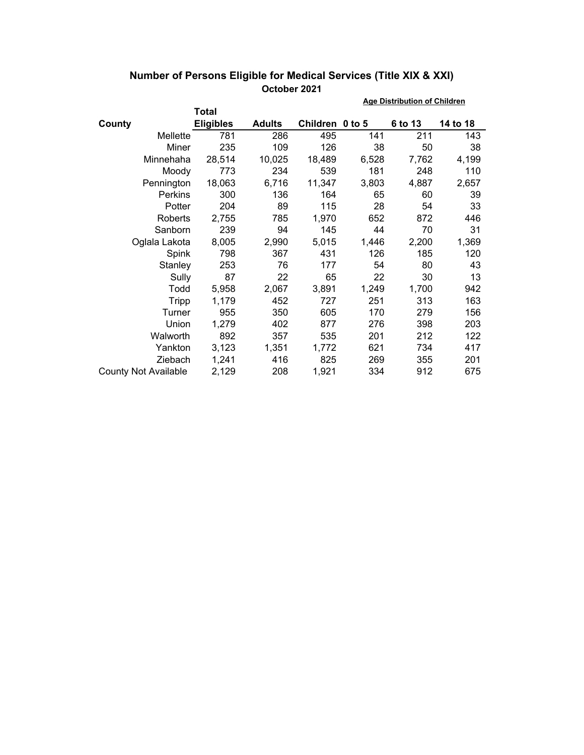## Number of Persons Eligible for Medical Services (Title XIX & XXI)

**October 2021**

| County | Total Eligibles | Adults | Children | Age Distribution of Children 0 to 5 | 6 to 13 | 14 to 18 |
|---|---|---|---|---|---|---|
| Mellette | 781 | 286 | 495 | 141 | 211 | 143 |
| Miner | 235 | 109 | 126 | 38 | 50 | 38 |
| Minnehaha | 28,514 | 10,025 | 18,489 | 6,528 | 7,762 | 4,199 |
| Moody | 773 | 234 | 539 | 181 | 248 | 110 |
| Pennington | 18,063 | 6,716 | 11,347 | 3,803 | 4,887 | 2,657 |
| Perkins | 300 | 136 | 164 | 65 | 60 | 39 |
| Potter | 204 | 89 | 115 | 28 | 54 | 33 |
| Roberts | 2,755 | 785 | 1,970 | 652 | 872 | 446 |
| Sanborn | 239 | 94 | 145 | 44 | 70 | 31 |
| Oglala Lakota | 8,005 | 2,990 | 5,015 | 1,446 | 2,200 | 1,369 |
| Spink | 798 | 367 | 431 | 126 | 185 | 120 |
| Stanley | 253 | 76 | 177 | 54 | 80 | 43 |
| Sully | 87 | 22 | 65 | 22 | 30 | 13 |
| Todd | 5,958 | 2,067 | 3,891 | 1,249 | 1,700 | 942 |
| Tripp | 1,179 | 452 | 727 | 251 | 313 | 163 |
| Turner | 955 | 350 | 605 | 170 | 279 | 156 |
| Union | 1,279 | 402 | 877 | 276 | 398 | 203 |
| Walworth | 892 | 357 | 535 | 201 | 212 | 122 |
| Yankton | 3,123 | 1,351 | 1,772 | 621 | 734 | 417 |
| Ziebach | 1,241 | 416 | 825 | 269 | 355 | 201 |
| County Not Available | 2,129 | 208 | 1,921 | 334 | 912 | 675 |